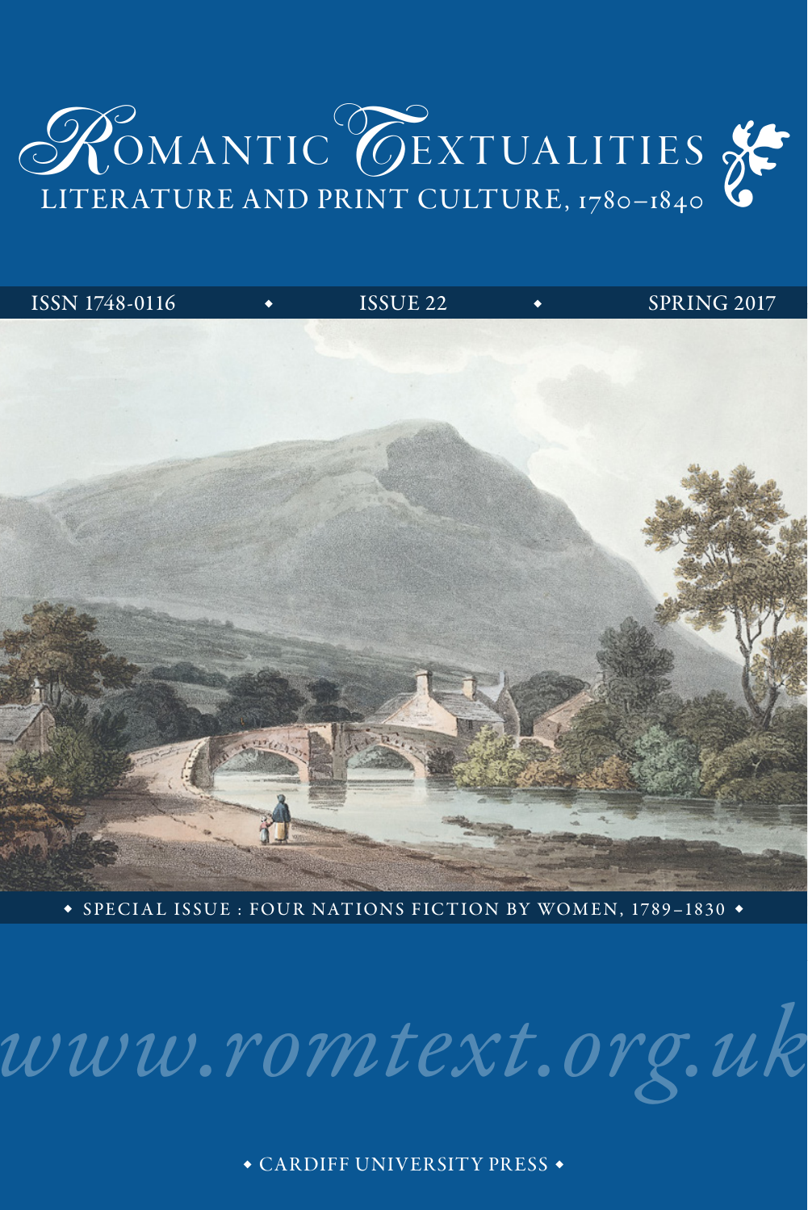# Romantic Textualities

## Literature and Print Culture, 1780–1840

ISSN 1748-0116 • ISSUE 22 • SPRING 2017

• SPECIAL ISSUE : FOUR NATIONS FICTION BY WOMEN, 1789–1830 •

*www.romtext.org.uk*

• CARDIFF UNIVERSITY PRESS •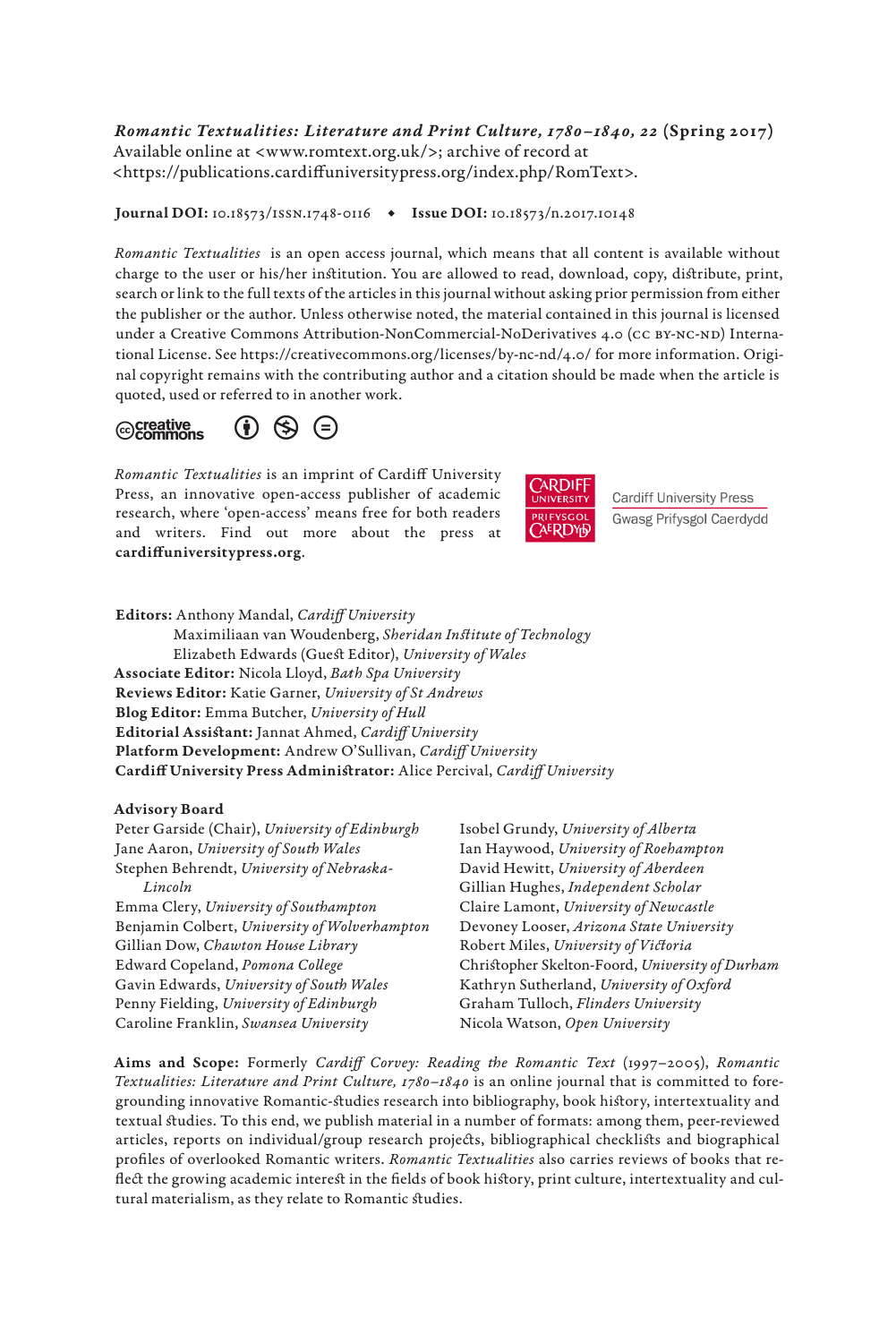***Romantic Textualities: Literature and Print Culture, 1780–1840, 22* (Spring 2017)**
Available online at <www.romtext.org.uk/>; archive of record at
<https://publications.cardiffuniversitypress.org/index.php/RomText>.

**Journal DOI:** 10.18573/ISSN.1748-0116 ◆ **Issue DOI:** 10.18573/n.2017.10148

*Romantic Textualities* is an open access journal, which means that all content is available without charge to the user or his/her institution. You are allowed to read, download, copy, distribute, print, search or link to the full texts of the articles in this journal without asking prior permission from either the publisher or the author. Unless otherwise noted, the material contained in this journal is licensed under a Creative Commons Attribution-NonCommercial-NoDerivatives 4.0 (CC BY-NC-ND) International License. See https://creativecommons.org/licenses/by-nc-nd/4.0/ for more information. Original copyright remains with the contributing author and a citation should be made when the article is quoted, used or referred to in another work.

*Romantic Textualities* is an imprint of Cardiff University Press, an innovative open-access publisher of academic research, where 'open-access' means free for both readers and writers. Find out more about the press at **cardiffuniversitypress.org**.

Cardiff University Press
Gwasg Prifysgol Caerdydd

**Editors:** Anthony Mandal, *Cardiff University*
Maximiliaan van Woudenberg, *Sheridan Institute of Technology*
Elizabeth Edwards (Guest Editor), *University of Wales*
**Associate Editor:** Nicola Lloyd, *Bath Spa University*
**Reviews Editor:** Katie Garner, *University of St Andrews*
**Blog Editor:** Emma Butcher, *University of Hull*
**Editorial Assistant:** Jannat Ahmed, *Cardiff University*
**Platform Development:** Andrew O'Sullivan, *Cardiff University*
**Cardiff University Press Administrator:** Alice Percival, *Cardiff University*

**Advisory Board**
Peter Garside (Chair), *University of Edinburgh*
Jane Aaron, *University of South Wales*
Stephen Behrendt, *University of Nebraska-Lincoln*
Emma Clery, *University of Southampton*
Benjamin Colbert, *University of Wolverhampton*
Gillian Dow, *Chawton House Library*
Edward Copeland, *Pomona College*
Gavin Edwards, *University of South Wales*
Penny Fielding, *University of Edinburgh*
Caroline Franklin, *Swansea University*
Isobel Grundy, *University of Alberta*
Ian Haywood, *University of Roehampton*
David Hewitt, *University of Aberdeen*
Gillian Hughes, *Independent Scholar*
Claire Lamont, *University of Newcastle*
Devoney Looser, *Arizona State University*
Robert Miles, *University of Victoria*
Christopher Skelton-Foord, *University of Durham*
Kathryn Sutherland, *University of Oxford*
Graham Tulloch, *Flinders University*
Nicola Watson, *Open University*

**Aims and Scope:** Formerly *Cardiff Corvey: Reading the Romantic Text* (1997–2005), *Romantic Textualities: Literature and Print Culture, 1780–1840* is an online journal that is committed to foregrounding innovative Romantic-studies research into bibliography, book history, intertextuality and textual studies. To this end, we publish material in a number of formats: among them, peer-reviewed articles, reports on individual/group research projects, bibliographical checklists and biographical profiles of overlooked Romantic writers. *Romantic Textualities* also carries reviews of books that reflect the growing academic interest in the fields of book history, print culture, intertextuality and cultural materialism, as they relate to Romantic studies.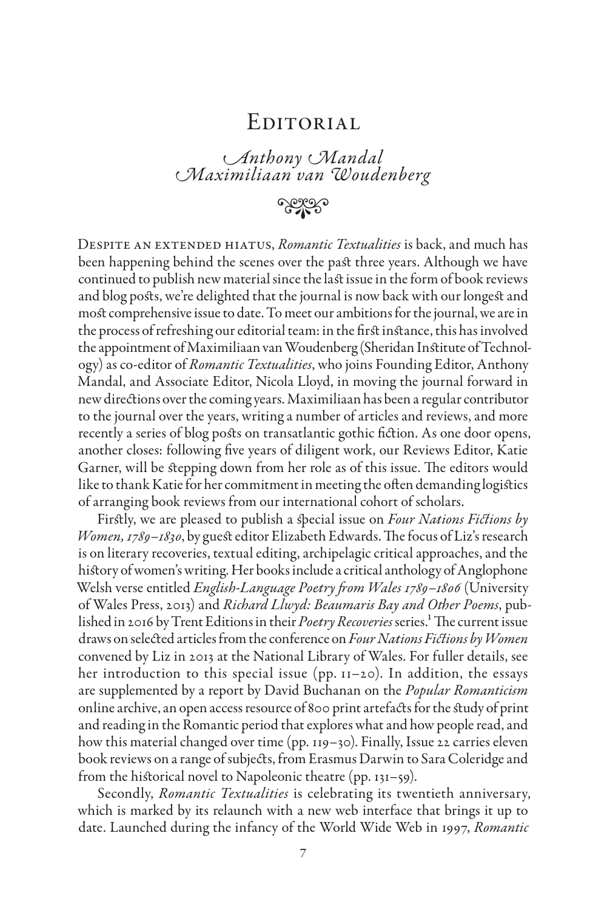# Editorial

*Anthony Mandal*
*Maximiliaan van Woudenberg*

Despite an extended hiatus, *Romantic Textualities* is back, and much has been happening behind the scenes over the past three years. Although we have continued to publish new material since the last issue in the form of book reviews and blog posts, we're delighted that the journal is now back with our longest and most comprehensive issue to date. To meet our ambitions for the journal, we are in the process of refreshing our editorial team: in the first instance, this has involved the appointment of Maximiliaan van Woudenberg (Sheridan Institute of Technology) as co-editor of *Romantic Textualities*, who joins Founding Editor, Anthony Mandal, and Associate Editor, Nicola Lloyd, in moving the journal forward in new directions over the coming years. Maximiliaan has been a regular contributor to the journal over the years, writing a number of articles and reviews, and more recently a series of blog posts on transatlantic gothic fiction. As one door opens, another closes: following five years of diligent work, our Reviews Editor, Katie Garner, will be stepping down from her role as of this issue. The editors would like to thank Katie for her commitment in meeting the often demanding logistics of arranging book reviews from our international cohort of scholars.

Firstly, we are pleased to publish a special issue on *Four Nations Fictions by Women, 1789–1830*, by guest editor Elizabeth Edwards. The focus of Liz's research is on literary recoveries, textual editing, archipelagic critical approaches, and the history of women's writing. Her books include a critical anthology of Anglophone Welsh verse entitled *English-Language Poetry from Wales 1789–1806* (University of Wales Press, 2013) and *Richard Llwyd: Beaumaris Bay and Other Poems*, published in 2016 by Trent Editions in their *Poetry Recoveries* series.[1] The current issue draws on selected articles from the conference on *Four Nations Fictions by Women* convened by Liz in 2013 at the National Library of Wales. For fuller details, see her introduction to this special issue (pp. 11–20). In addition, the essays are supplemented by a report by David Buchanan on the *Popular Romanticism* online archive, an open access resource of 800 print artefacts for the study of print and reading in the Romantic period that explores what and how people read, and how this material changed over time (pp. 119–30). Finally, Issue 22 carries eleven book reviews on a range of subjects, from Erasmus Darwin to Sara Coleridge and from the historical novel to Napoleonic theatre (pp. 131–59).

Secondly, *Romantic Textualities* is celebrating its twentieth anniversary, which is marked by its relaunch with a new web interface that brings it up to date. Launched during the infancy of the World Wide Web in 1997, *Romantic*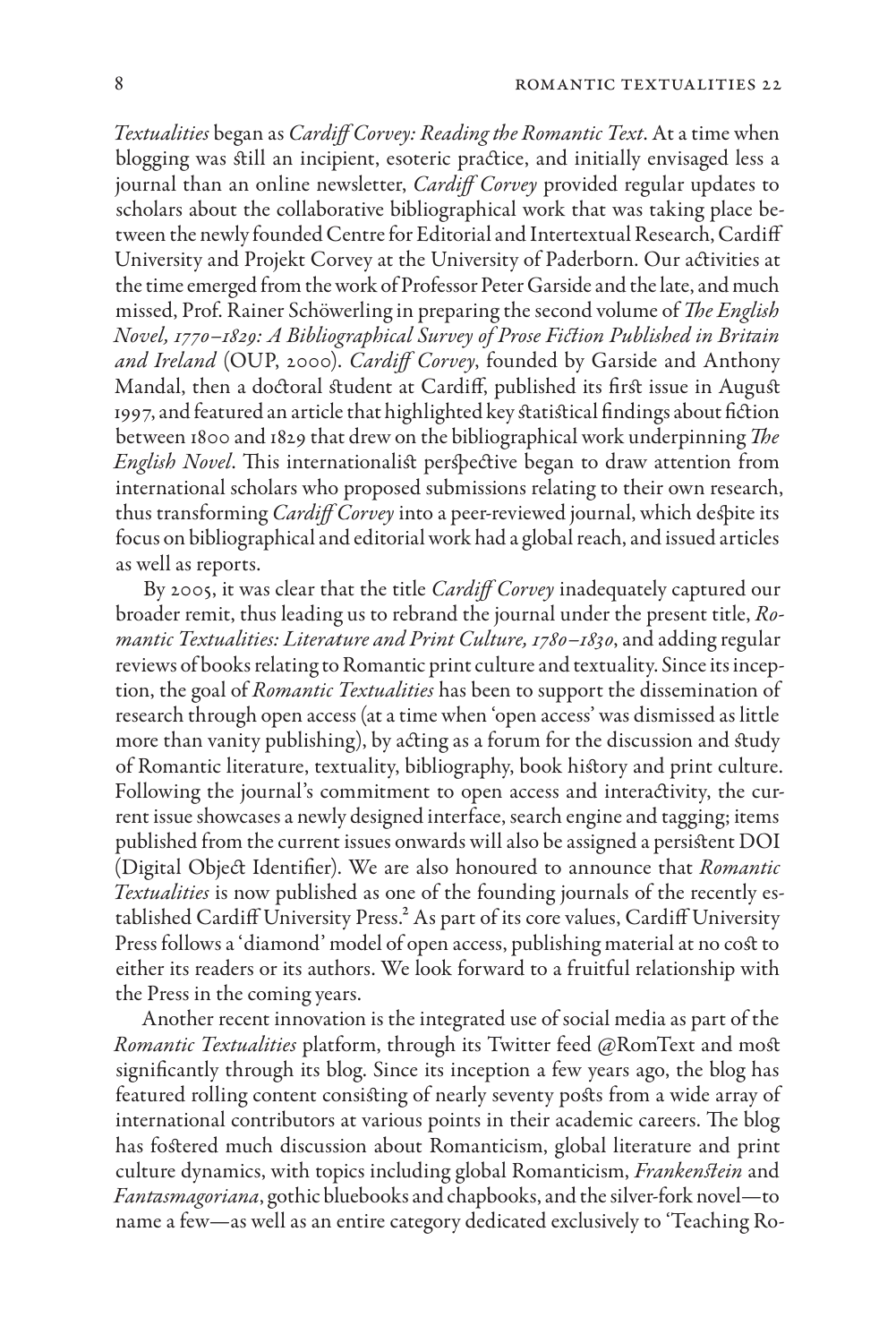*Textualities* began as *Cardiff Corvey: Reading the Romantic Text*. At a time when blogging was still an incipient, esoteric practice, and initially envisaged less a journal than an online newsletter, *Cardiff Corvey* provided regular updates to scholars about the collaborative bibliographical work that was taking place between the newly founded Centre for Editorial and Intertextual Research, Cardiff University and Projekt Corvey at the University of Paderborn. Our activities at the time emerged from the work of Professor Peter Garside and the late, and much missed, Prof. Rainer Schöwerling in preparing the second volume of *The English Novel, 1770–1829: A Bibliographical Survey of Prose Fiction Published in Britain and Ireland* (OUP, 2000). *Cardiff Corvey*, founded by Garside and Anthony Mandal, then a doctoral student at Cardiff, published its first issue in August 1997, and featured an article that highlighted key statistical findings about fiction between 1800 and 1829 that drew on the bibliographical work underpinning *The English Novel*. This internationalist perspective began to draw attention from international scholars who proposed submissions relating to their own research, thus transforming *Cardiff Corvey* into a peer-reviewed journal, which despite its focus on bibliographical and editorial work had a global reach, and issued articles as well as reports.

By 2005, it was clear that the title *Cardiff Corvey* inadequately captured our broader remit, thus leading us to rebrand the journal under the present title, *Romantic Textualities: Literature and Print Culture, 1780–1830*, and adding regular reviews of books relating to Romantic print culture and textuality. Since its inception, the goal of *Romantic Textualities* has been to support the dissemination of research through open access (at a time when 'open access' was dismissed as little more than vanity publishing), by acting as a forum for the discussion and study of Romantic literature, textuality, bibliography, book history and print culture. Following the journal's commitment to open access and interactivity, the current issue showcases a newly designed interface, search engine and tagging; items published from the current issues onwards will also be assigned a persistent DOI (Digital Object Identifier). We are also honoured to announce that *Romantic Textualities* is now published as one of the founding journals of the recently established Cardiff University Press.[2] As part of its core values, Cardiff University Press follows a 'diamond' model of open access, publishing material at no cost to either its readers or its authors. We look forward to a fruitful relationship with the Press in the coming years.

Another recent innovation is the integrated use of social media as part of the *Romantic Textualities* platform, through its Twitter feed @RomText and most significantly through its blog. Since its inception a few years ago, the blog has featured rolling content consisting of nearly seventy posts from a wide array of international contributors at various points in their academic careers. The blog has fostered much discussion about Romanticism, global literature and print culture dynamics, with topics including global Romanticism, *Frankenstein* and *Fantasmagoriana*, gothic bluebooks and chapbooks, and the silver-fork novel—to name a few—as well as an entire category dedicated exclusively to 'Teaching Ro-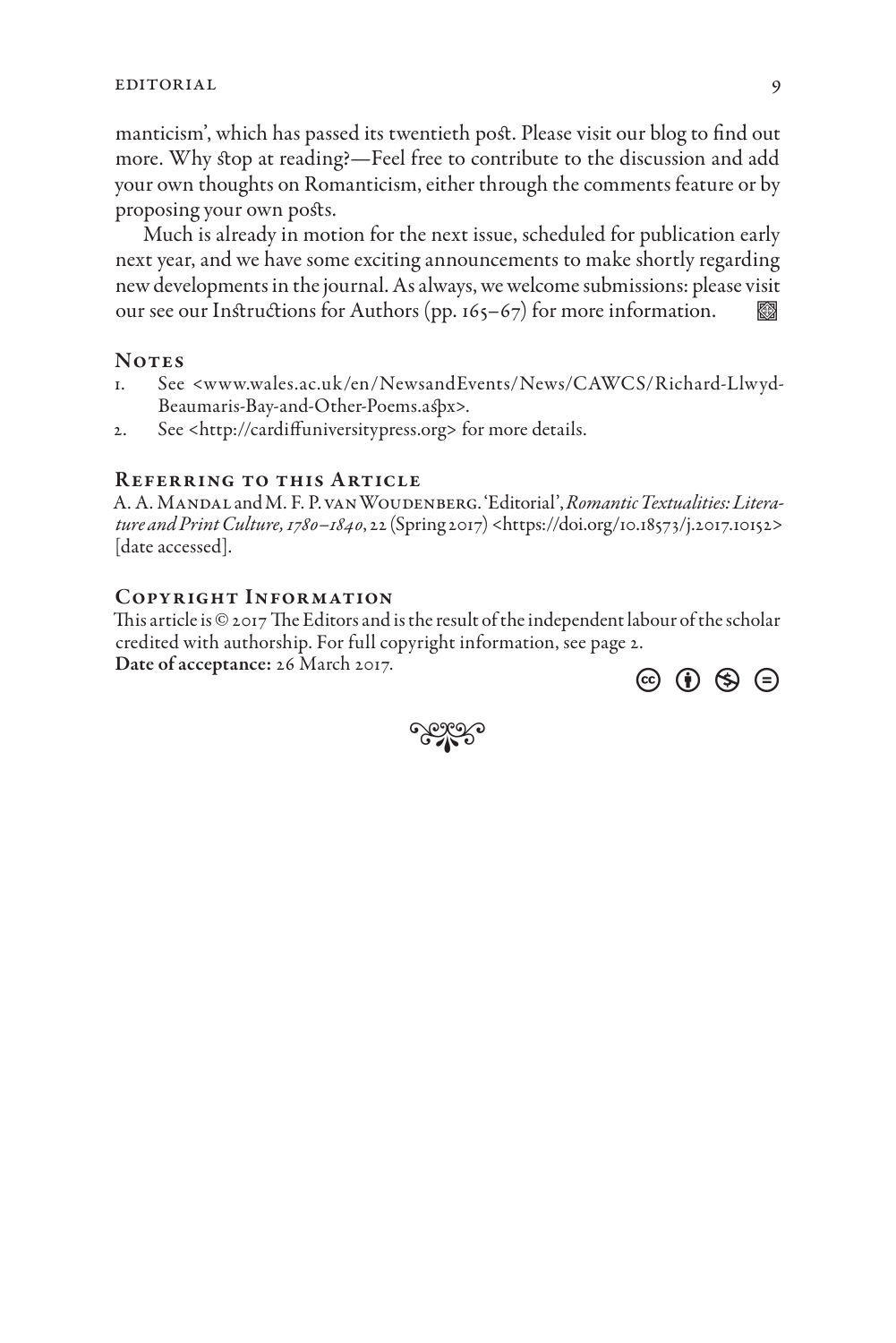manticism', which has passed its twentieth post. Please visit our blog to find out more. Why stop at reading?—Feel free to contribute to the discussion and add your own thoughts on Romanticism, either through the comments feature or by proposing your own posts.

Much is already in motion for the next issue, scheduled for publication early next year, and we have some exciting announcements to make shortly regarding new developments in the journal. As always, we welcome submissions: please visit our see our Instructions for Authors (pp. 165–67) for more information.

## Notes

1. See <www.wales.ac.uk/en/NewsandEvents/News/CAWCS/Richard-Llwyd-Beaumaris-Bay-and-Other-Poems.aspx>.
2. See <http://cardiffuniversitypress.org> for more details.

## Referring to this Article

A. A. Mandal and M. F. P. van Woudenberg. 'Editorial', *Romantic Textualities: Literature and Print Culture, 1780–1840*, 22 (Spring 2017) <https://doi.org/10.18573/j.2017.10152> [date accessed].

## Copyright Information

This article is © 2017 The Editors and is the result of the independent labour of the scholar credited with authorship. For full copyright information, see page 2.

**Date of acceptance:** 26 March 2017.